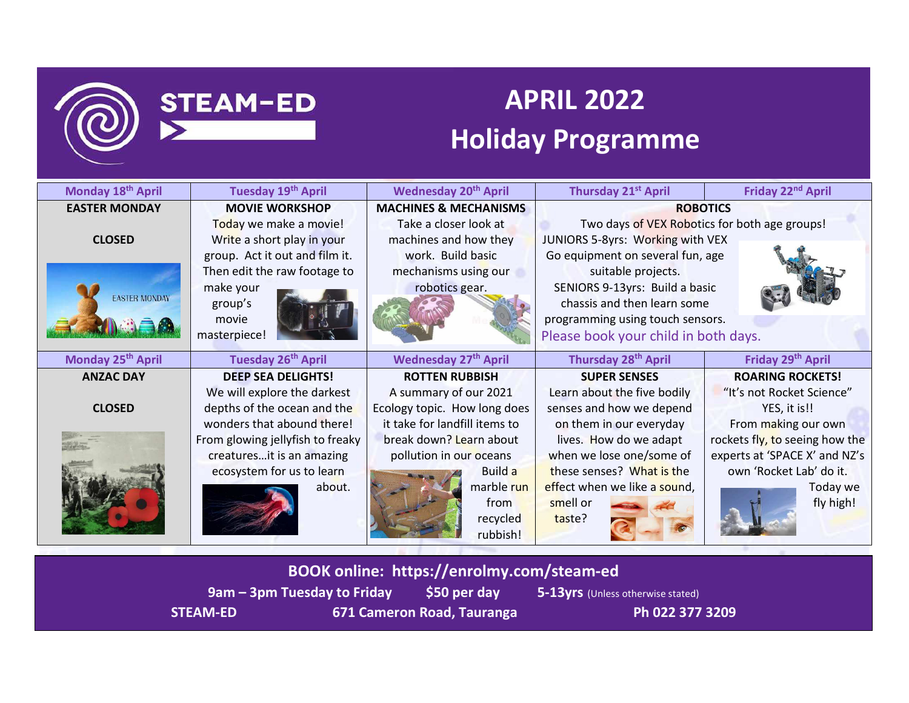# STEAM-ED

# APRIL 2022 Holiday Programme

| Monday 18th April | Tuesday 19th April | Wednesday 20th April | Thursday 21st April | Friday 22nd April |
|---|---|---|---|---|
| **EASTER MONDAY**<br><br>**CLOSED** | **MOVIE WORKSHOP**<br>Today we make a movie! Write a short play in your group. Act it out and film it. Then edit the raw footage to make your group's movie masterpiece! | **MACHINES & MECHANISMS**<br>Take a closer look at machines and how they work. Build basic mechanisms using our robotics gear. | **ROBOTICS**<br>Two days of VEX Robotics for both age groups!<br>JUNIORS 5-8yrs: Working with VEX Go equipment on several fun, age suitable projects.<br>SENIORS 9-13yrs: Build a basic chassis and then learn some programming using touch sensors.<br>Please book your child in both days. | |
| **Monday 25th April** | **Tuesday 26th April** | **Wednesday 27th April** | **Thursday 28th April** | **Friday 29th April** |
| **ANZAC DAY**<br><br>**CLOSED** | **DEEP SEA DELIGHTS!**<br>We will explore the darkest depths of the ocean and the wonders that abound there! From glowing jellyfish to freaky creatures…it is an amazing ecosystem for us to learn about. | **ROTTEN RUBBISH**<br>A summary of our 2021 Ecology topic. How long does it take for landfill items to break down? Learn about pollution in our oceans Build a marble run from recycled rubbish! | **SUPER SENSES**<br>Learn about the five bodily senses and how we depend on them in our everyday lives. How do we adapt when we lose one/some of these senses? What is the effect when we like a sound, smell or taste? | **ROARING ROCKETS!**<br>"It's not Rocket Science" YES, it is!!<br>From making our own rockets fly, to seeing how the experts at 'SPACE X' and NZ's own 'Rocket Lab' do it. Today we fly high! |

**BOOK online: https://enrolmy.com/steam-ed**

**9am – 3pm Tuesday to Friday** **$50 per day** **5-13yrs** (Unless otherwise stated)

**STEAM-ED** **671 Cameron Road, Tauranga** **Ph 022 377 3209**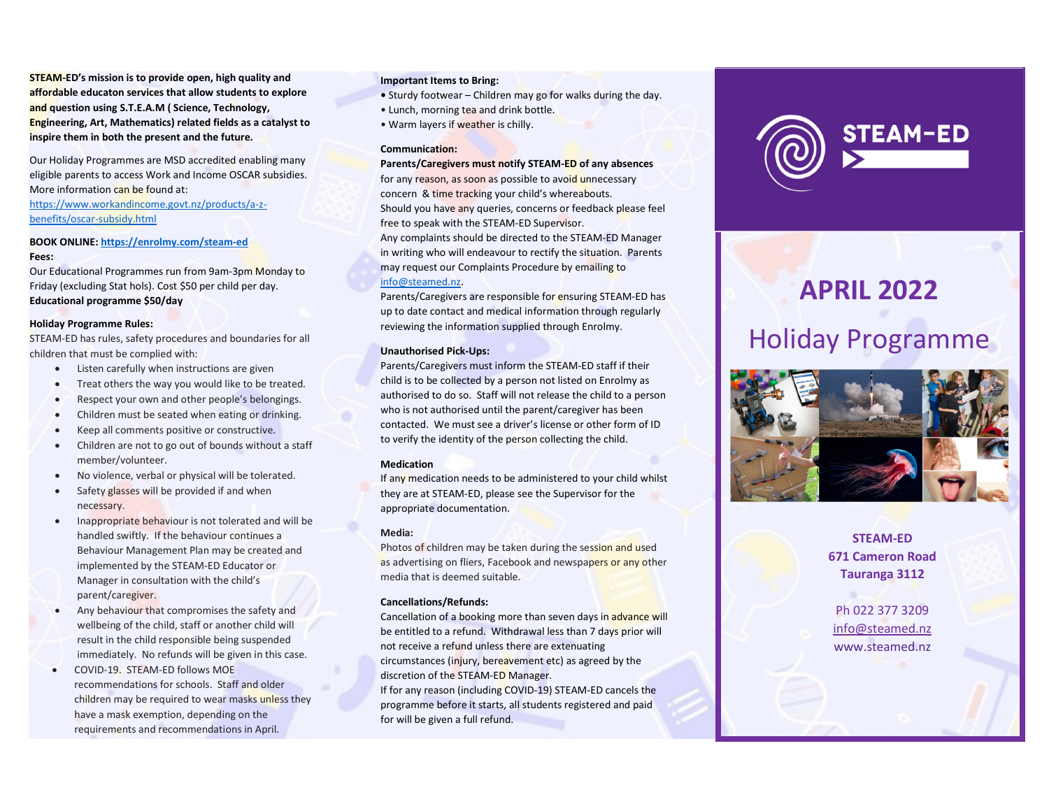**STEAM-ED's mission is to provide open, high quality and affordable educaton services that allow students to explore and question using S.T.E.A.M ( Science, Technology, Engineering, Art, Mathematics) related fields as a catalyst to inspire them in both the present and the future.**

Our Holiday Programmes are MSD accredited enabling many eligible parents to access Work and Income OSCAR subsidies. More information can be found at: https://www.workandincome.govt.nz/products/a-z-benefits/oscar-subsidy.html

**BOOK ONLINE: https://enrolmy.com/steam-ed**

**Fees:**

Our Educational Programmes run from 9am-3pm Monday to Friday (excluding Stat hols). Cost $50 per child per day.

**Educational programme $50/day**

**Holiday Programme Rules:**

STEAM-ED has rules, safety procedures and boundaries for all children that must be complied with:

- Listen carefully when instructions are given
- Treat others the way you would like to be treated.
- Respect your own and other people's belongings.
- Children must be seated when eating or drinking.
- Keep all comments positive or constructive.
- Children are not to go out of bounds without a staff member/volunteer.
- No violence, verbal or physical will be tolerated.
- Safety glasses will be provided if and when necessary.
- Inappropriate behaviour is not tolerated and will be handled swiftly. If the behaviour continues a Behaviour Management Plan may be created and implemented by the STEAM-ED Educator or Manager in consultation with the child's parent/caregiver.
- Any behaviour that compromises the safety and wellbeing of the child, staff or another child will result in the child responsible being suspended immediately. No refunds will be given in this case.
- COVID-19. STEAM-ED follows MOE recommendations for schools. Staff and older children may be required to wear masks unless they have a mask exemption, depending on the requirements and recommendations in April.

**Important Items to Bring:**

- Sturdy footwear – Children may go for walks during the day.
- Lunch, morning tea and drink bottle.
- Warm layers if weather is chilly.

**Communication:**

**Parents/Caregivers must notify STEAM-ED of any absences** for any reason, as soon as possible to avoid unnecessary concern & time tracking your child's whereabouts.

Should you have any queries, concerns or feedback please feel free to speak with the STEAM-ED Supervisor.

Any complaints should be directed to the STEAM-ED Manager in writing who will endeavour to rectify the situation. Parents may request our Complaints Procedure by emailing to info@steamed.nz.

Parents/Caregivers are responsible for ensuring STEAM-ED has up to date contact and medical information through regularly reviewing the information supplied through Enrolmy.

**Unauthorised Pick-Ups:**

Parents/Caregivers must inform the STEAM-ED staff if their child is to be collected by a person not listed on Enrolmy as authorised to do so. Staff will not release the child to a person who is not authorised until the parent/caregiver has been contacted. We must see a driver's license or other form of ID to verify the identity of the person collecting the child.

**Medication**

If any medication needs to be administered to your child whilst they are at STEAM-ED, please see the Supervisor for the appropriate documentation.

**Media:**

Photos of children may be taken during the session and used as advertising on fliers, Facebook and newspapers or any other media that is deemed suitable.

**Cancellations/Refunds:**

Cancellation of a booking more than seven days in advance will be entitled to a refund. Withdrawal less than 7 days prior will not receive a refund unless there are extenuating circumstances (injury, bereavement etc) as agreed by the discretion of the STEAM-ED Manager.

If for any reason (including COVID-19) STEAM-ED cancels the programme before it starts, all students registered and paid for will be given a full refund.

STEAM-ED

# APRIL 2022

## Holiday Programme

**STEAM-ED**
**671 Cameron Road**
**Tauranga 3112**

Ph 022 377 3209
info@steamed.nz
www.steamed.nz